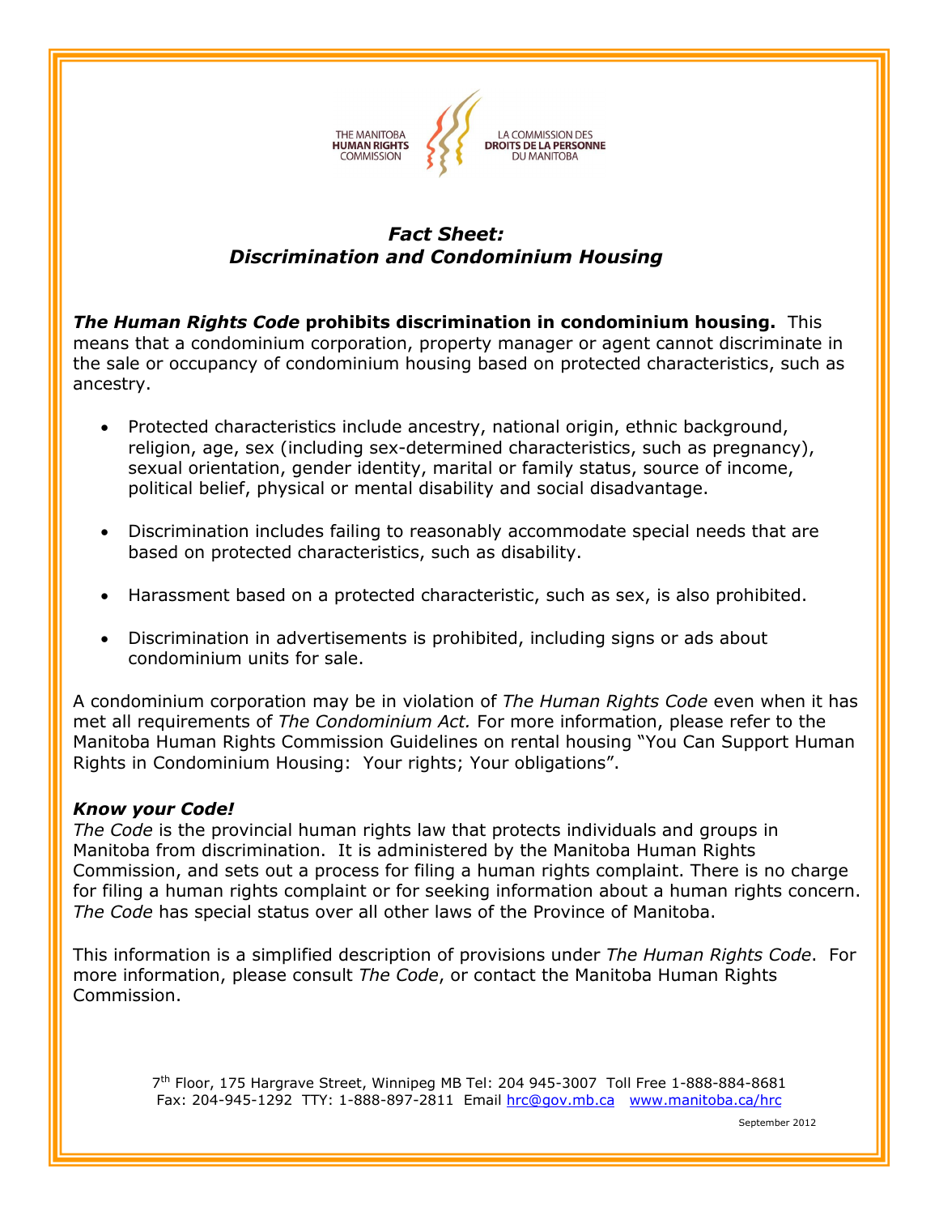THE MANITOBA **HUMAN RIGHTS** COMMISSION

LA COMMISSION DES **DROITS DE LA PERSONNE** DU MANITOBA

# *Fact Sheet: Discrimination and Condominium Housing*

***The Human Rights Code* prohibits discrimination in condominium housing.** This means that a condominium corporation, property manager or agent cannot discriminate in the sale or occupancy of condominium housing based on protected characteristics, such as ancestry.

- Protected characteristics include ancestry, national origin, ethnic background, religion, age, sex (including sex-determined characteristics, such as pregnancy), sexual orientation, gender identity, marital or family status, source of income, political belief, physical or mental disability and social disadvantage.
- Discrimination includes failing to reasonably accommodate special needs that are based on protected characteristics, such as disability.
- Harassment based on a protected characteristic, such as sex, is also prohibited.
- Discrimination in advertisements is prohibited, including signs or ads about condominium units for sale.

A condominium corporation may be in violation of *The Human Rights Code* even when it has met all requirements of *The Condominium Act.* For more information, please refer to the Manitoba Human Rights Commission Guidelines on rental housing "You Can Support Human Rights in Condominium Housing: Your rights; Your obligations".

### *Know your Code!*

*The Code* is the provincial human rights law that protects individuals and groups in Manitoba from discrimination. It is administered by the Manitoba Human Rights Commission, and sets out a process for filing a human rights complaint. There is no charge for filing a human rights complaint or for seeking information about a human rights concern. *The Code* has special status over all other laws of the Province of Manitoba.

This information is a simplified description of provisions under *The Human Rights Code*. For more information, please consult *The Code*, or contact the Manitoba Human Rights Commission.

7th Floor, 175 Hargrave Street, Winnipeg MB Tel: 204 945-3007 Toll Free 1-888-884-8681
Fax: 204-945-1292 TTY: 1-888-897-2811 Email hrc@gov.mb.ca www.manitoba.ca/hrc

September 2012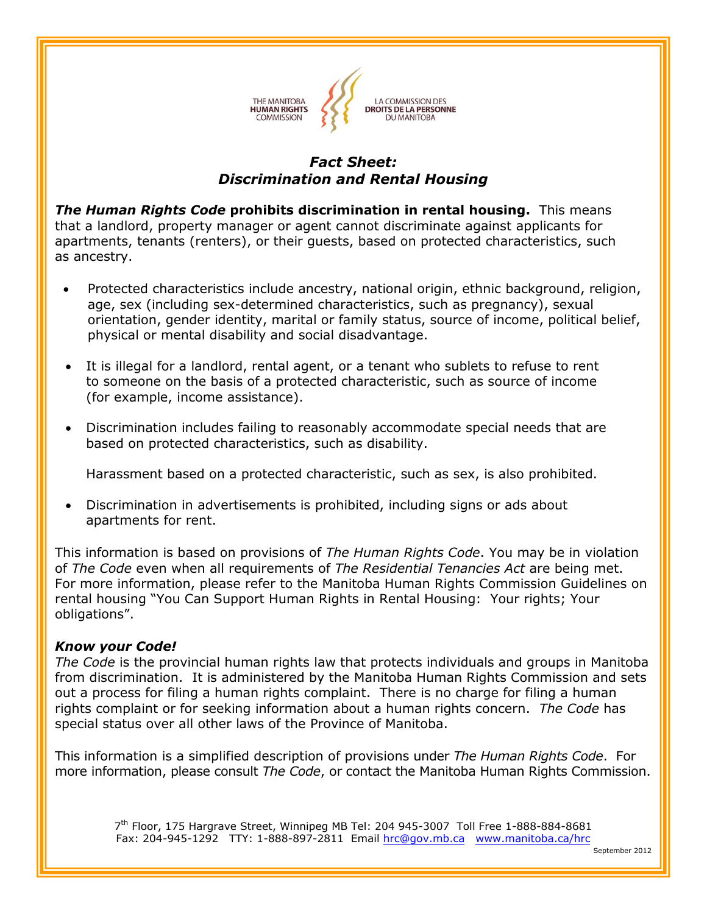THE MANITOBA **HUMAN RIGHTS** COMMISSION

LA COMMISSION DES **DROITS DE LA PERSONNE** DU MANITOBA

## ***Fact Sheet: Discrimination and Rental Housing***

***The Human Rights Code* prohibits discrimination in rental housing.** This means that a landlord, property manager or agent cannot discriminate against applicants for apartments, tenants (renters), or their guests, based on protected characteristics, such as ancestry.

- Protected characteristics include ancestry, national origin, ethnic background, religion, age, sex (including sex-determined characteristics, such as pregnancy), sexual orientation, gender identity, marital or family status, source of income, political belief, physical or mental disability and social disadvantage.

- It is illegal for a landlord, rental agent, or a tenant who sublets to refuse to rent to someone on the basis of a protected characteristic, such as source of income (for example, income assistance).

- Discrimination includes failing to reasonably accommodate special needs that are based on protected characteristics, such as disability.

  Harassment based on a protected characteristic, such as sex, is also prohibited.

- Discrimination in advertisements is prohibited, including signs or ads about apartments for rent.

This information is based on provisions of *The Human Rights Code*. You may be in violation of *The Code* even when all requirements of *The Residential Tenancies Act* are being met. For more information, please refer to the Manitoba Human Rights Commission Guidelines on rental housing "You Can Support Human Rights in Rental Housing: Your rights; Your obligations".

### ***Know your Code!***

*The Code* is the provincial human rights law that protects individuals and groups in Manitoba from discrimination. It is administered by the Manitoba Human Rights Commission and sets out a process for filing a human rights complaint. There is no charge for filing a human rights complaint or for seeking information about a human rights concern. *The Code* has special status over all other laws of the Province of Manitoba.

This information is a simplified description of provisions under *The Human Rights Code*. For more information, please consult *The Code*, or contact the Manitoba Human Rights Commission.

7th Floor, 175 Hargrave Street, Winnipeg MB Tel: 204 945-3007 Toll Free 1-888-884-8681
Fax: 204-945-1292 TTY: 1-888-897-2811 Email hrc@gov.mb.ca www.manitoba.ca/hrc

September 2012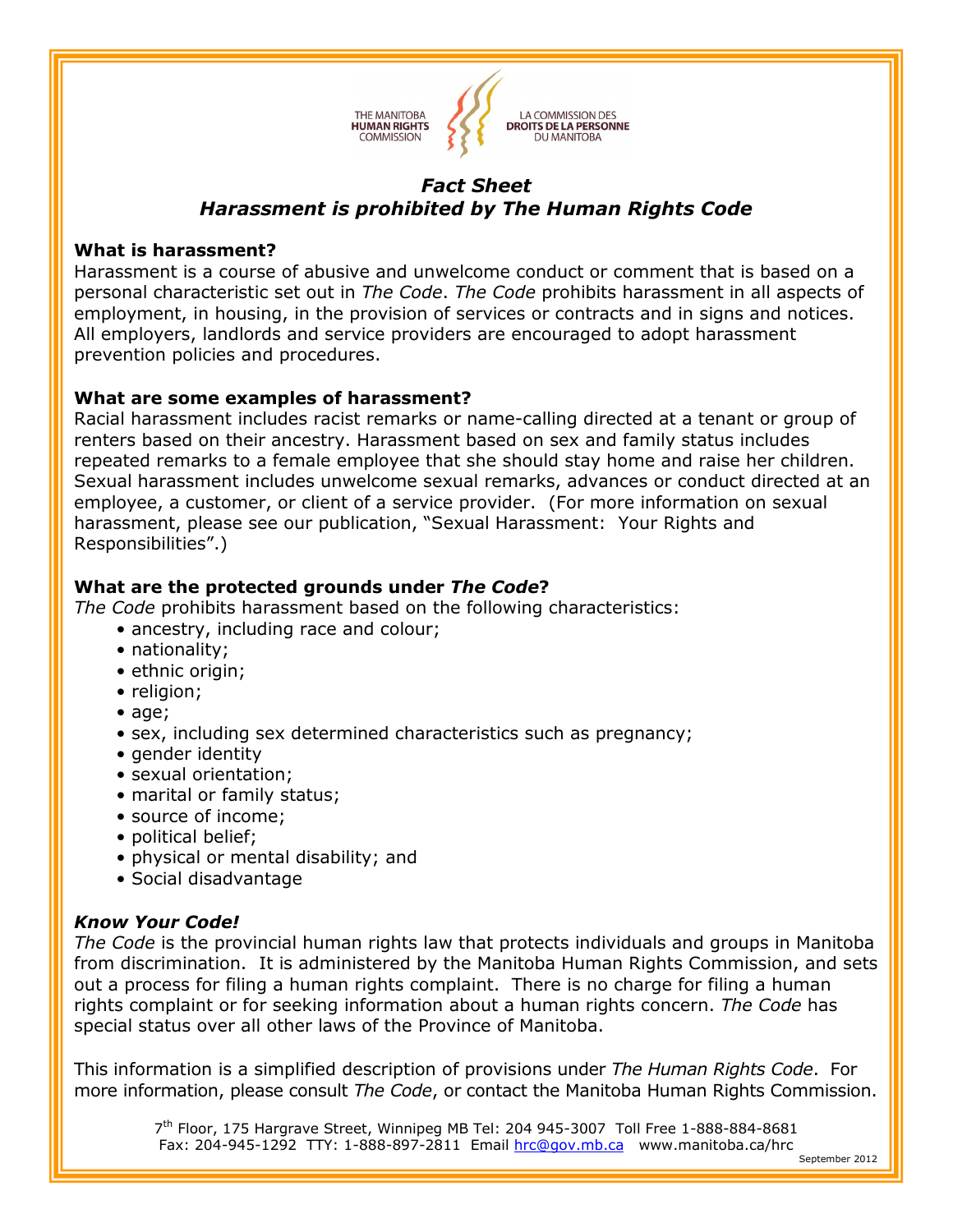THE MANITOBA **HUMAN RIGHTS** COMMISSION

LA COMMISSION DES **DROITS DE LA PERSONNE** DU MANITOBA

## *Fact Sheet*
## *Harassment is prohibited by The Human Rights Code*

**What is harassment?**
Harassment is a course of abusive and unwelcome conduct or comment that is based on a personal characteristic set out in *The Code*. *The Code* prohibits harassment in all aspects of employment, in housing, in the provision of services or contracts and in signs and notices. All employers, landlords and service providers are encouraged to adopt harassment prevention policies and procedures.

**What are some examples of harassment?**
Racial harassment includes racist remarks or name-calling directed at a tenant or group of renters based on their ancestry. Harassment based on sex and family status includes repeated remarks to a female employee that she should stay home and raise her children. Sexual harassment includes unwelcome sexual remarks, advances or conduct directed at an employee, a customer, or client of a service provider. (For more information on sexual harassment, please see our publication, "Sexual Harassment: Your Rights and Responsibilities".)

**What are the protected grounds under *The Code*?**
*The Code* prohibits harassment based on the following characteristics:

- ancestry, including race and colour;
- nationality;
- ethnic origin;
- religion;
- age;
- sex, including sex determined characteristics such as pregnancy;
- gender identity
- sexual orientation;
- marital or family status;
- source of income;
- political belief;
- physical or mental disability; and
- Social disadvantage

***Know Your Code!***
*The Code* is the provincial human rights law that protects individuals and groups in Manitoba from discrimination. It is administered by the Manitoba Human Rights Commission, and sets out a process for filing a human rights complaint. There is no charge for filing a human rights complaint or for seeking information about a human rights concern. *The Code* has special status over all other laws of the Province of Manitoba.

This information is a simplified description of provisions under *The Human Rights Code*. For more information, please consult *The Code*, or contact the Manitoba Human Rights Commission.

7th Floor, 175 Hargrave Street, Winnipeg MB Tel: 204 945-3007 Toll Free 1-888-884-8681
Fax: 204-945-1292 TTY: 1-888-897-2811 Email hrc@gov.mb.ca www.manitoba.ca/hrc

September 2012